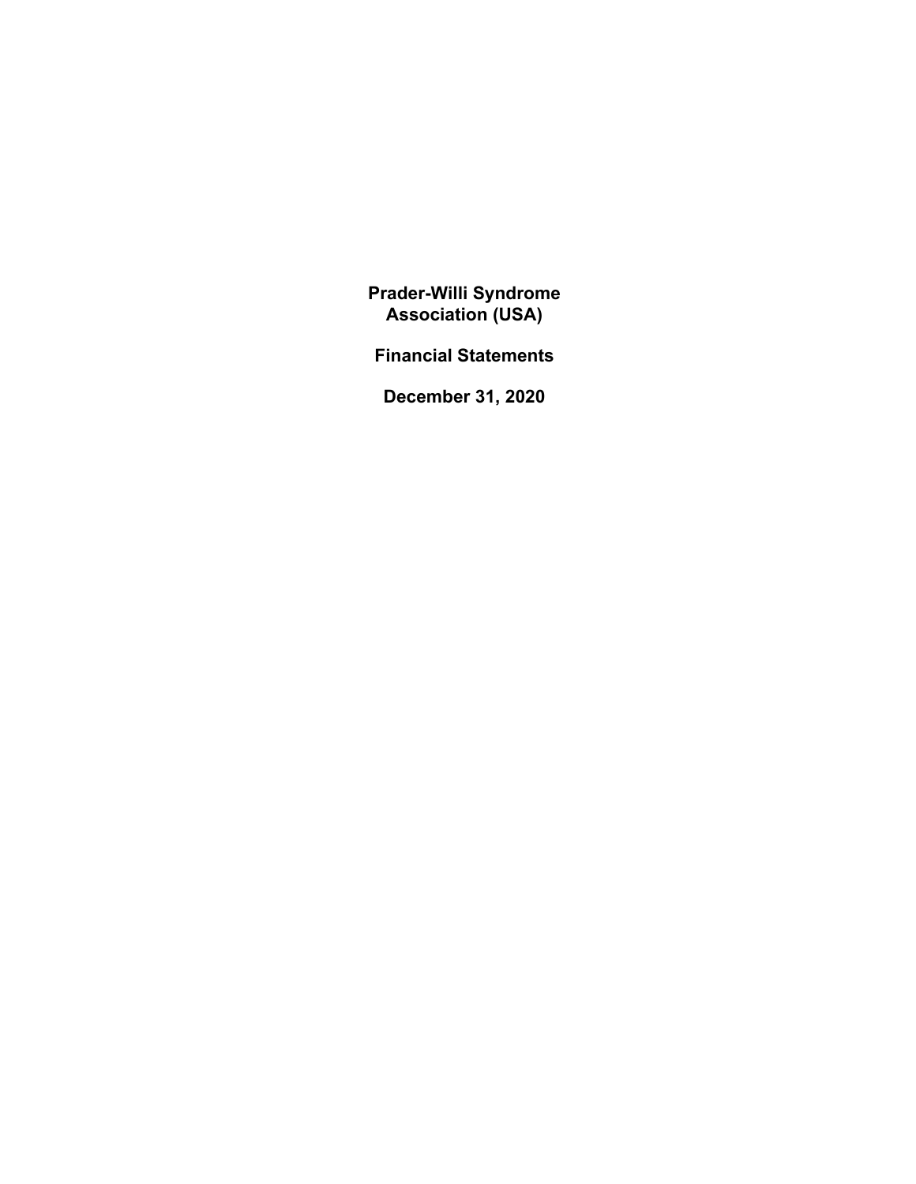# Prader-Willi Syndrome Association (USA)

## Financial Statements

## December 31, 2020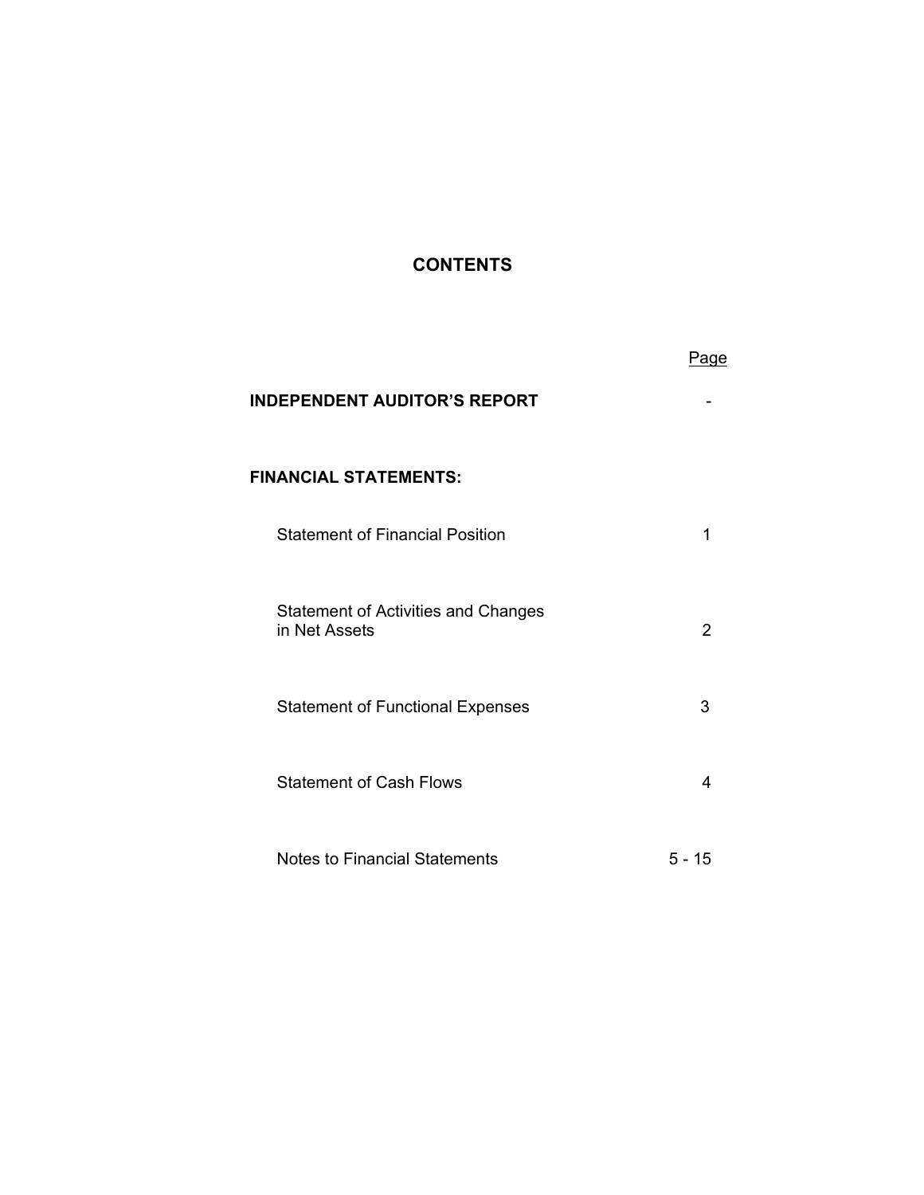# CONTENTS

| | Page |
|---|---|
| **INDEPENDENT AUDITOR'S REPORT** | - |
| **FINANCIAL STATEMENTS:** | |
| Statement of Financial Position | 1 |
| Statement of Activities and Changes in Net Assets | 2 |
| Statement of Functional Expenses | 3 |
| Statement of Cash Flows | 4 |
| Notes to Financial Statements | 5 - 15 |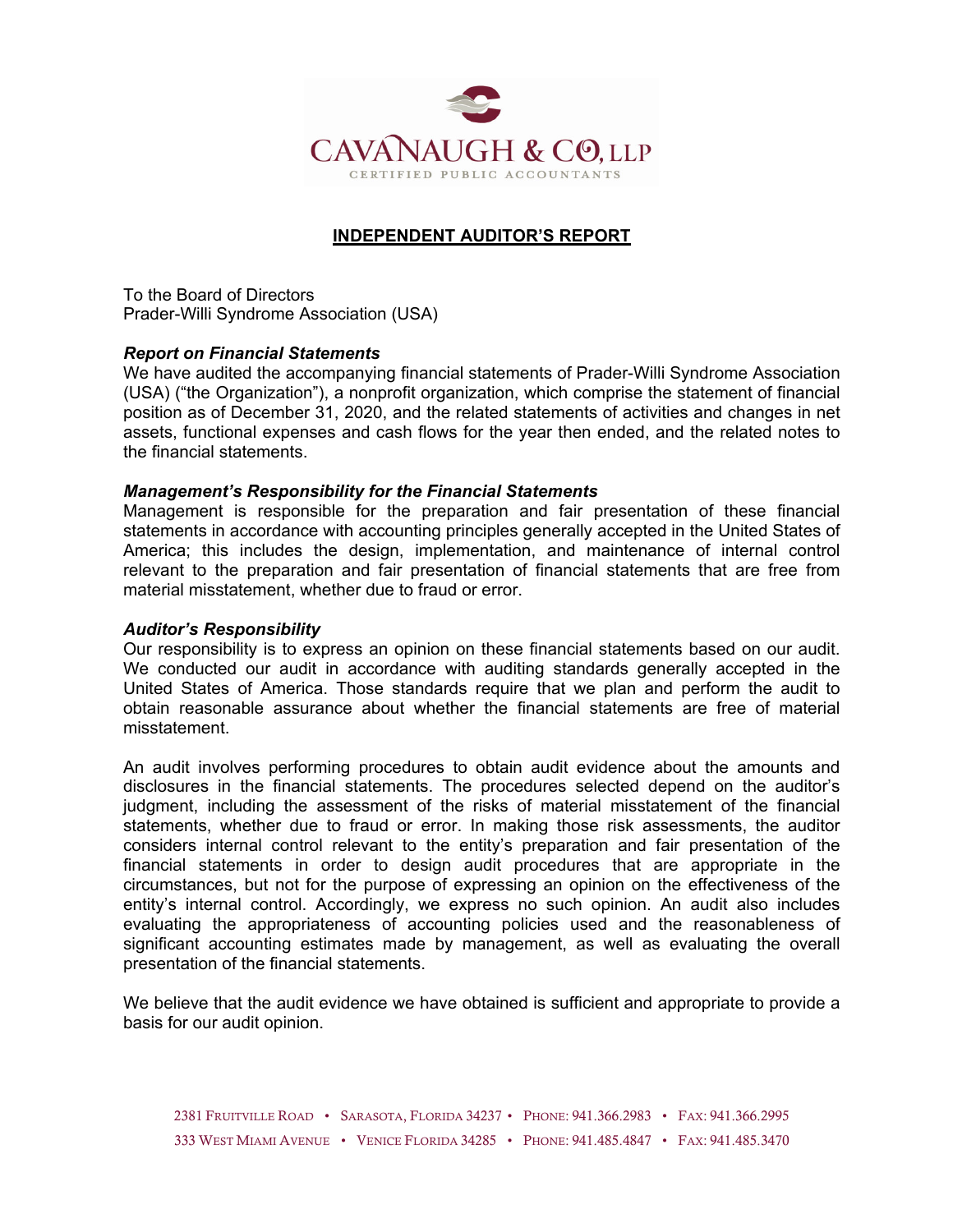CAVANAUGH & CO, LLP

CERTIFIED PUBLIC ACCOUNTANTS

## INDEPENDENT AUDITOR'S REPORT

To the Board of Directors
Prader-Willi Syndrome Association (USA)

### *Report on Financial Statements*

We have audited the accompanying financial statements of Prader-Willi Syndrome Association (USA) ("the Organization"), a nonprofit organization, which comprise the statement of financial position as of December 31, 2020, and the related statements of activities and changes in net assets, functional expenses and cash flows for the year then ended, and the related notes to the financial statements.

### *Management's Responsibility for the Financial Statements*

Management is responsible for the preparation and fair presentation of these financial statements in accordance with accounting principles generally accepted in the United States of America; this includes the design, implementation, and maintenance of internal control relevant to the preparation and fair presentation of financial statements that are free from material misstatement, whether due to fraud or error.

### *Auditor's Responsibility*

Our responsibility is to express an opinion on these financial statements based on our audit. We conducted our audit in accordance with auditing standards generally accepted in the United States of America. Those standards require that we plan and perform the audit to obtain reasonable assurance about whether the financial statements are free of material misstatement.

An audit involves performing procedures to obtain audit evidence about the amounts and disclosures in the financial statements. The procedures selected depend on the auditor's judgment, including the assessment of the risks of material misstatement of the financial statements, whether due to fraud or error. In making those risk assessments, the auditor considers internal control relevant to the entity's preparation and fair presentation of the financial statements in order to design audit procedures that are appropriate in the circumstances, but not for the purpose of expressing an opinion on the effectiveness of the entity's internal control. Accordingly, we express no such opinion. An audit also includes evaluating the appropriateness of accounting policies used and the reasonableness of significant accounting estimates made by management, as well as evaluating the overall presentation of the financial statements.

We believe that the audit evidence we have obtained is sufficient and appropriate to provide a basis for our audit opinion.

2381 FRUITVILLE ROAD • SARASOTA, FLORIDA 34237 • PHONE: 941.366.2983 • FAX: 941.366.2995
333 WEST MIAMI AVENUE • VENICE FLORIDA 34285 • PHONE: 941.485.4847 • FAX: 941.485.3470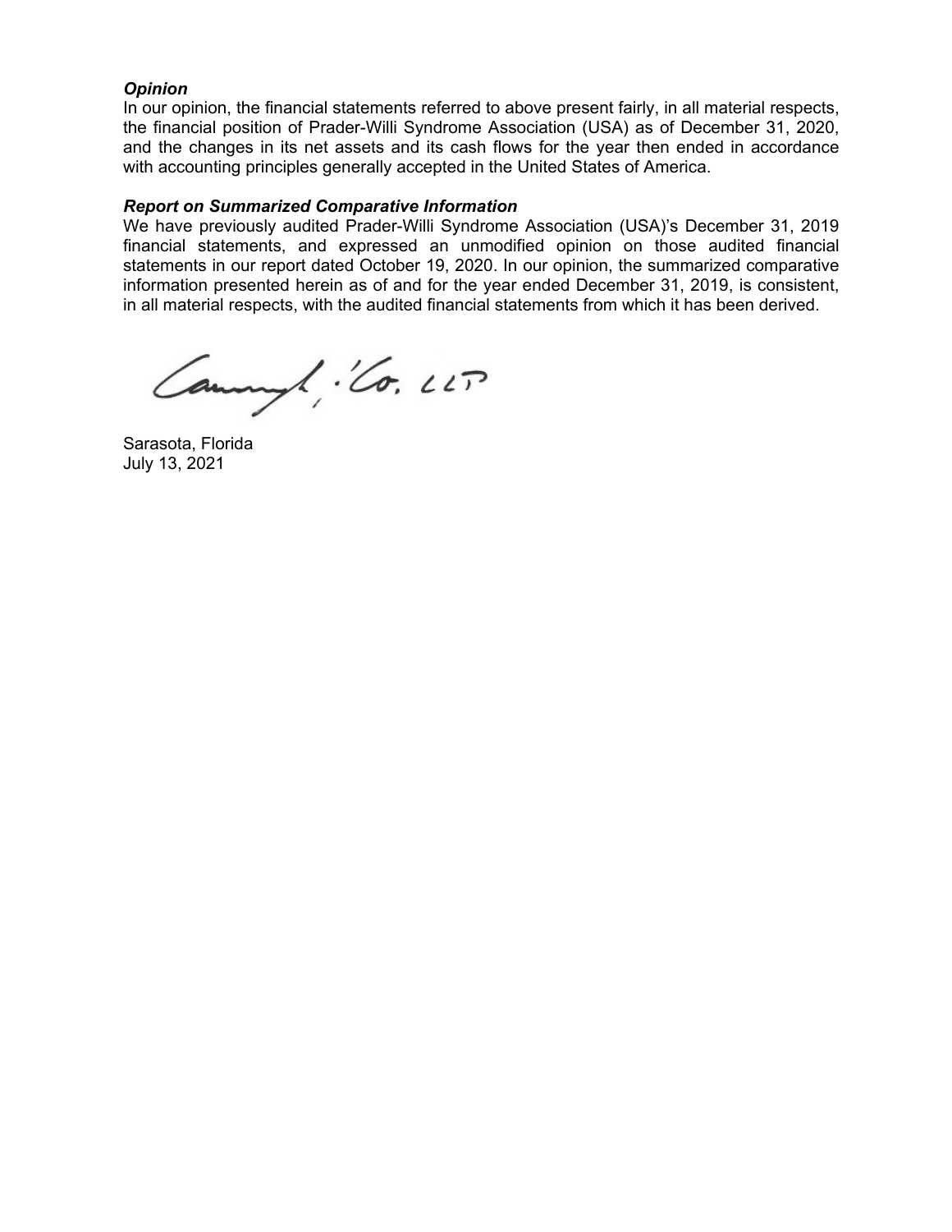***Opinion***

In our opinion, the financial statements referred to above present fairly, in all material respects, the financial position of Prader-Willi Syndrome Association (USA) as of December 31, 2020, and the changes in its net assets and its cash flows for the year then ended in accordance with accounting principles generally accepted in the United States of America.

***Report on Summarized Comparative Information***

We have previously audited Prader-Willi Syndrome Association (USA)'s December 31, 2019 financial statements, and expressed an unmodified opinion on those audited financial statements in our report dated October 19, 2020. In our opinion, the summarized comparative information presented herein as of and for the year ended December 31, 2019, is consistent, in all material respects, with the audited financial statements from which it has been derived.

Sarasota, Florida
July 13, 2021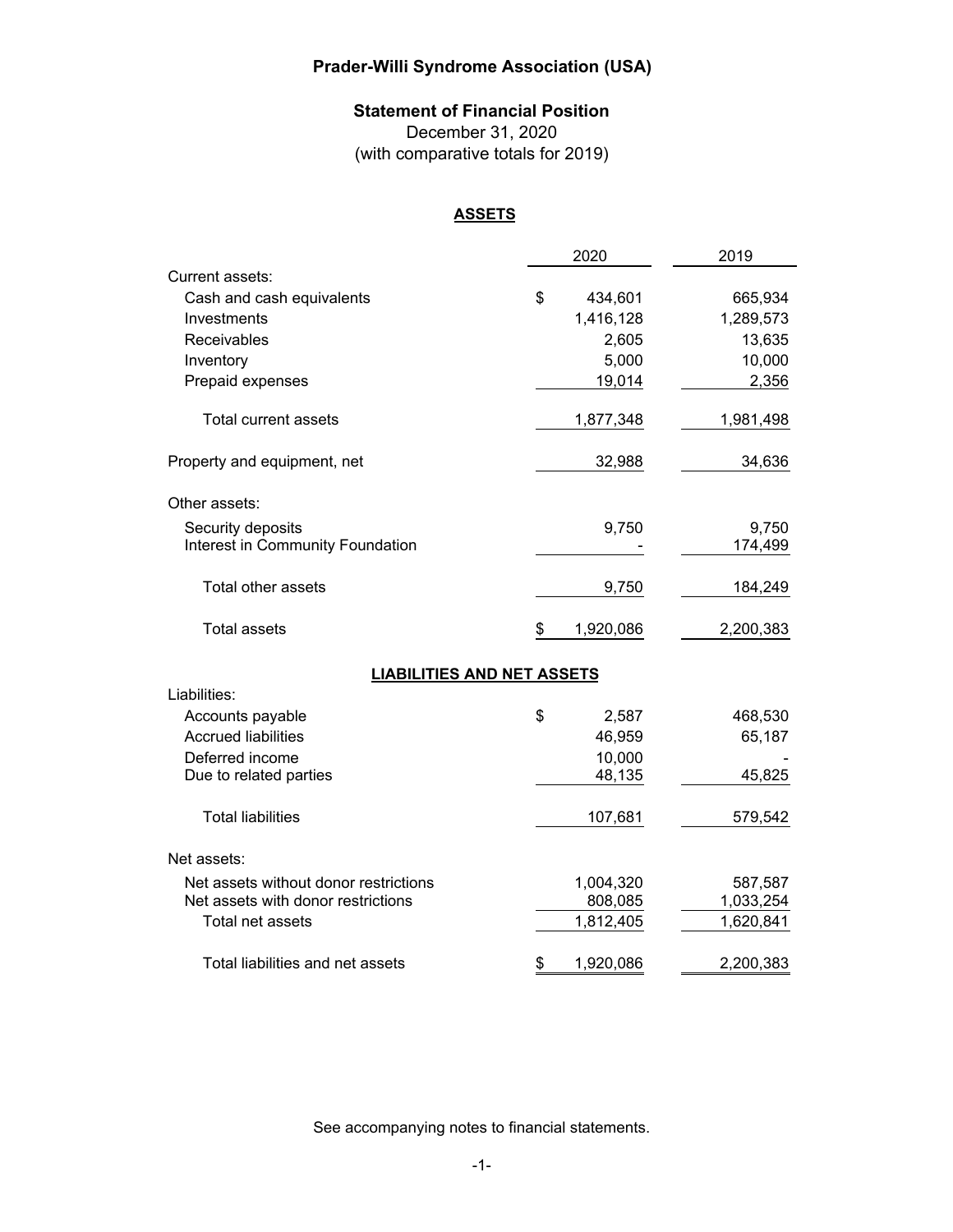# Prader-Willi Syndrome Association (USA)

## Statement of Financial Position

December 31, 2020
(with comparative totals for 2019)

### ASSETS

| | 2020 | 2019 |
|---|---|---|
| Current assets: | | |
| Cash and cash equivalents | $ 434,601 | 665,934 |
| Investments | 1,416,128 | 1,289,573 |
| Receivables | 2,605 | 13,635 |
| Inventory | 5,000 | 10,000 |
| Prepaid expenses | 19,014 | 2,356 |
| Total current assets | 1,877,348 | 1,981,498 |
| Property and equipment, net | 32,988 | 34,636 |
| Other assets: | | |
| Security deposits | 9,750 | 9,750 |
| Interest in Community Foundation | - | 174,499 |
| Total other assets | 9,750 | 184,249 |
| Total assets | $ 1,920,086 | 2,200,383 |

### LIABILITIES AND NET ASSETS

| | 2020 | 2019 |
|---|---|---|
| Liabilities: | | |
| Accounts payable | $ 2,587 | 468,530 |
| Accrued liabilities | 46,959 | 65,187 |
| Deferred income | 10,000 | - |
| Due to related parties | 48,135 | 45,825 |
| Total liabilities | 107,681 | 579,542 |
| Net assets: | | |
| Net assets without donor restrictions | 1,004,320 | 587,587 |
| Net assets with donor restrictions | 808,085 | 1,033,254 |
| Total net assets | 1,812,405 | 1,620,841 |
| Total liabilities and net assets | $ 1,920,086 | 2,200,383 |

See accompanying notes to financial statements.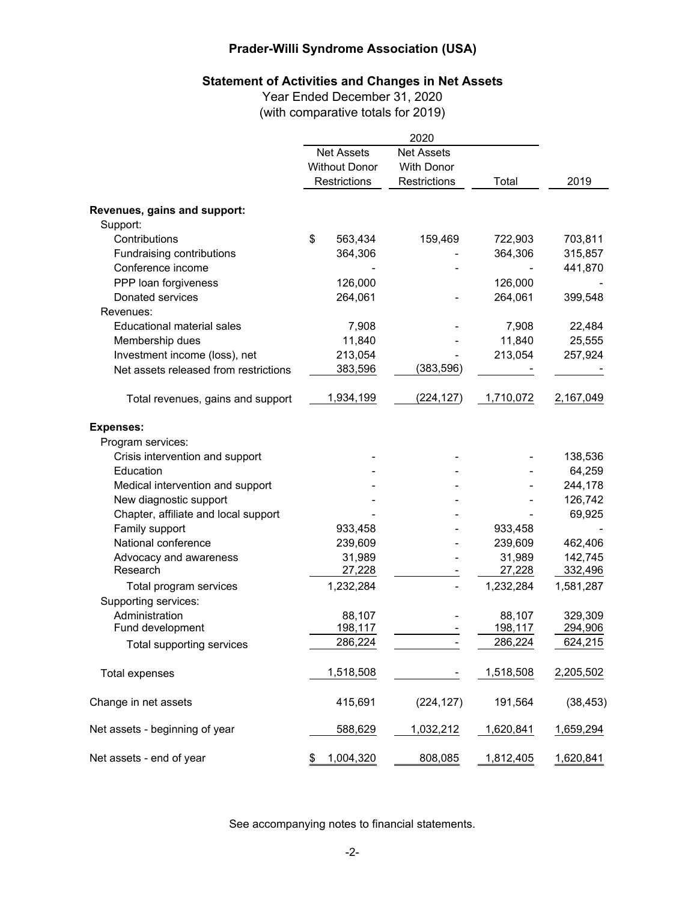# Prader-Willi Syndrome Association (USA)

## Statement of Activities and Changes in Net Assets

Year Ended December 31, 2020
(with comparative totals for 2019)

| | 2020 | | | |
|---|---|---|---|---|
| | Net Assets Without Donor Restrictions | Net Assets With Donor Restrictions | Total | 2019 |
| **Revenues, gains and support:** | | | | |
| Support: | | | | |
| Contributions | $ 563,434 | 159,469 | 722,903 | 703,811 |
| Fundraising contributions | 364,306 | - | 364,306 | 315,857 |
| Conference income | - | - | - | 441,870 |
| PPP loan forgiveness | 126,000 | | 126,000 | - |
| Donated services | 264,061 | - | 264,061 | 399,548 |
| Revenues: | | | | |
| Educational material sales | 7,908 | - | 7,908 | 22,484 |
| Membership dues | 11,840 | - | 11,840 | 25,555 |
| Investment income (loss), net | 213,054 | - | 213,054 | 257,924 |
| Net assets released from restrictions | 383,596 | (383,596) | - | - |
| Total revenues, gains and support | 1,934,199 | (224,127) | 1,710,072 | 2,167,049 |
| **Expenses:** | | | | |
| Program services: | | | | |
| Crisis intervention and support | - | - | - | 138,536 |
| Education | - | - | - | 64,259 |
| Medical intervention and support | - | - | - | 244,178 |
| New diagnostic support | - | - | - | 126,742 |
| Chapter, affiliate and local support | - | - | - | 69,925 |
| Family support | 933,458 | - | 933,458 | - |
| National conference | 239,609 | - | 239,609 | 462,406 |
| Advocacy and awareness | 31,989 | - | 31,989 | 142,745 |
| Research | 27,228 | - | 27,228 | 332,496 |
| Total program services | 1,232,284 | - | 1,232,284 | 1,581,287 |
| Supporting services: | | | | |
| Administration | 88,107 | - | 88,107 | 329,309 |
| Fund development | 198,117 | - | 198,117 | 294,906 |
| Total supporting services | 286,224 | - | 286,224 | 624,215 |
| Total expenses | 1,518,508 | - | 1,518,508 | 2,205,502 |
| Change in net assets | 415,691 | (224,127) | 191,564 | (38,453) |
| Net assets - beginning of year | 588,629 | 1,032,212 | 1,620,841 | 1,659,294 |
| Net assets - end of year | $ 1,004,320 | 808,085 | 1,812,405 | 1,620,841 |

See accompanying notes to financial statements.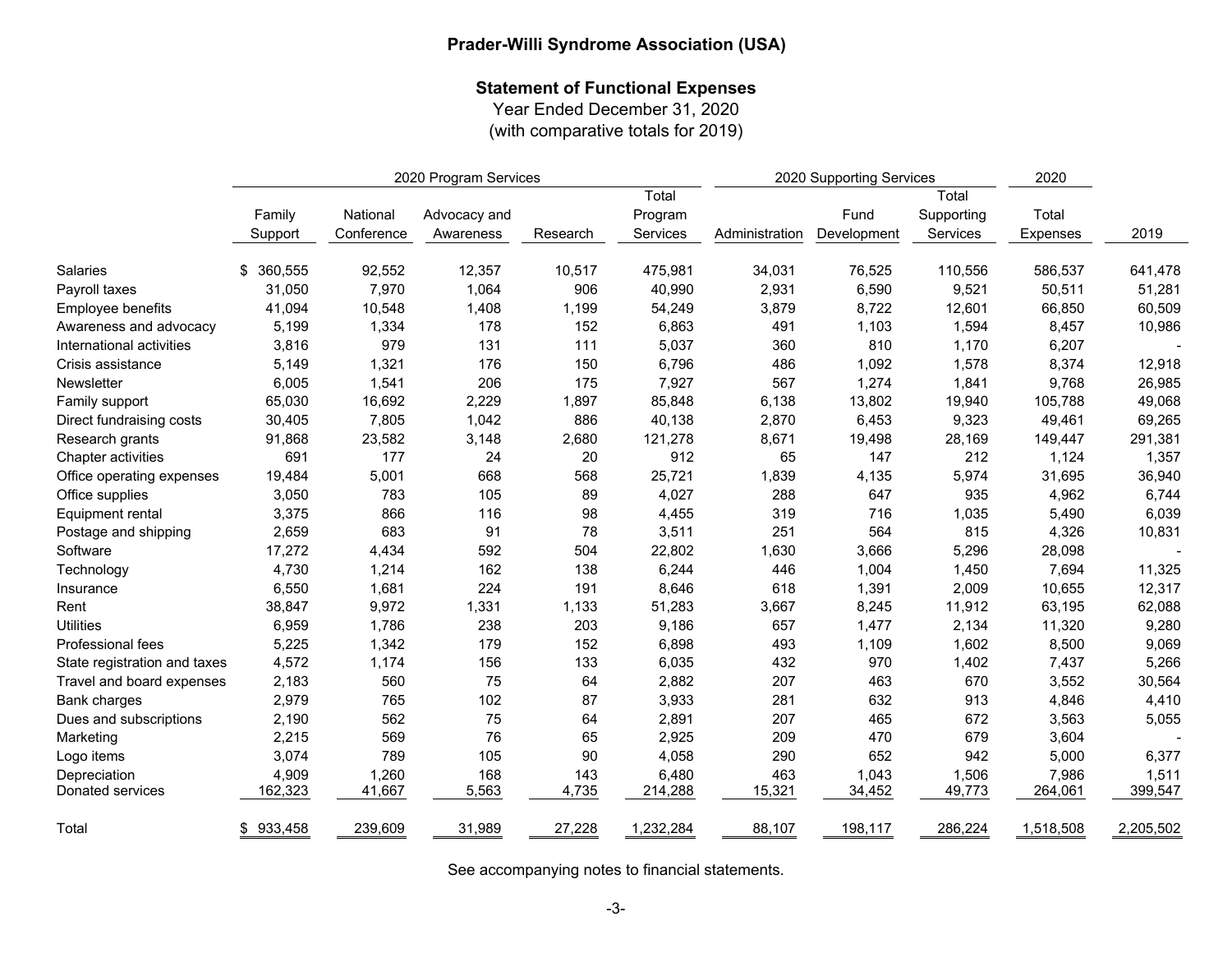# Prader-Willi Syndrome Association (USA)

## Statement of Functional Expenses

Year Ended December 31, 2020
(with comparative totals for 2019)

| | 2020 Program Services | | | | | 2020 Supporting Services | | | 2020 | |
|---|---|---|---|---|---|---|---|---|---|---|
| | Family Support | National Conference | Advocacy and Awareness | Research | Total Program Services | Administration | Fund Development | Total Supporting Services | Total Expenses | 2019 |
| Salaries | $ 360,555 | 92,552 | 12,357 | 10,517 | 475,981 | 34,031 | 76,525 | 110,556 | 586,537 | 641,478 |
| Payroll taxes | 31,050 | 7,970 | 1,064 | 906 | 40,990 | 2,931 | 6,590 | 9,521 | 50,511 | 51,281 |
| Employee benefits | 41,094 | 10,548 | 1,408 | 1,199 | 54,249 | 3,879 | 8,722 | 12,601 | 66,850 | 60,509 |
| Awareness and advocacy | 5,199 | 1,334 | 178 | 152 | 6,863 | 491 | 1,103 | 1,594 | 8,457 | 10,986 |
| International activities | 3,816 | 979 | 131 | 111 | 5,037 | 360 | 810 | 1,170 | 6,207 | - |
| Crisis assistance | 5,149 | 1,321 | 176 | 150 | 6,796 | 486 | 1,092 | 1,578 | 8,374 | 12,918 |
| Newsletter | 6,005 | 1,541 | 206 | 175 | 7,927 | 567 | 1,274 | 1,841 | 9,768 | 26,985 |
| Family support | 65,030 | 16,692 | 2,229 | 1,897 | 85,848 | 6,138 | 13,802 | 19,940 | 105,788 | 49,068 |
| Direct fundraising costs | 30,405 | 7,805 | 1,042 | 886 | 40,138 | 2,870 | 6,453 | 9,323 | 49,461 | 69,265 |
| Research grants | 91,868 | 23,582 | 3,148 | 2,680 | 121,278 | 8,671 | 19,498 | 28,169 | 149,447 | 291,381 |
| Chapter activities | 691 | 177 | 24 | 20 | 912 | 65 | 147 | 212 | 1,124 | 1,357 |
| Office operating expenses | 19,484 | 5,001 | 668 | 568 | 25,721 | 1,839 | 4,135 | 5,974 | 31,695 | 36,940 |
| Office supplies | 3,050 | 783 | 105 | 89 | 4,027 | 288 | 647 | 935 | 4,962 | 6,744 |
| Equipment rental | 3,375 | 866 | 116 | 98 | 4,455 | 319 | 716 | 1,035 | 5,490 | 6,039 |
| Postage and shipping | 2,659 | 683 | 91 | 78 | 3,511 | 251 | 564 | 815 | 4,326 | 10,831 |
| Software | 17,272 | 4,434 | 592 | 504 | 22,802 | 1,630 | 3,666 | 5,296 | 28,098 | - |
| Technology | 4,730 | 1,214 | 162 | 138 | 6,244 | 446 | 1,004 | 1,450 | 7,694 | 11,325 |
| Insurance | 6,550 | 1,681 | 224 | 191 | 8,646 | 618 | 1,391 | 2,009 | 10,655 | 12,317 |
| Rent | 38,847 | 9,972 | 1,331 | 1,133 | 51,283 | 3,667 | 8,245 | 11,912 | 63,195 | 62,088 |
| Utilities | 6,959 | 1,786 | 238 | 203 | 9,186 | 657 | 1,477 | 2,134 | 11,320 | 9,280 |
| Professional fees | 5,225 | 1,342 | 179 | 152 | 6,898 | 493 | 1,109 | 1,602 | 8,500 | 9,069 |
| State registration and taxes | 4,572 | 1,174 | 156 | 133 | 6,035 | 432 | 970 | 1,402 | 7,437 | 5,266 |
| Travel and board expenses | 2,183 | 560 | 75 | 64 | 2,882 | 207 | 463 | 670 | 3,552 | 30,564 |
| Bank charges | 2,979 | 765 | 102 | 87 | 3,933 | 281 | 632 | 913 | 4,846 | 4,410 |
| Dues and subscriptions | 2,190 | 562 | 75 | 64 | 2,891 | 207 | 465 | 672 | 3,563 | 5,055 |
| Marketing | 2,215 | 569 | 76 | 65 | 2,925 | 209 | 470 | 679 | 3,604 | - |
| Logo items | 3,074 | 789 | 105 | 90 | 4,058 | 290 | 652 | 942 | 5,000 | 6,377 |
| Depreciation | 4,909 | 1,260 | 168 | 143 | 6,480 | 463 | 1,043 | 1,506 | 7,986 | 1,511 |
| Donated services | 162,323 | 41,667 | 5,563 | 4,735 | 214,288 | 15,321 | 34,452 | 49,773 | 264,061 | 399,547 |
| Total | $ 933,458 | 239,609 | 31,989 | 27,228 | 1,232,284 | 88,107 | 198,117 | 286,224 | 1,518,508 | 2,205,502 |

See accompanying notes to financial statements.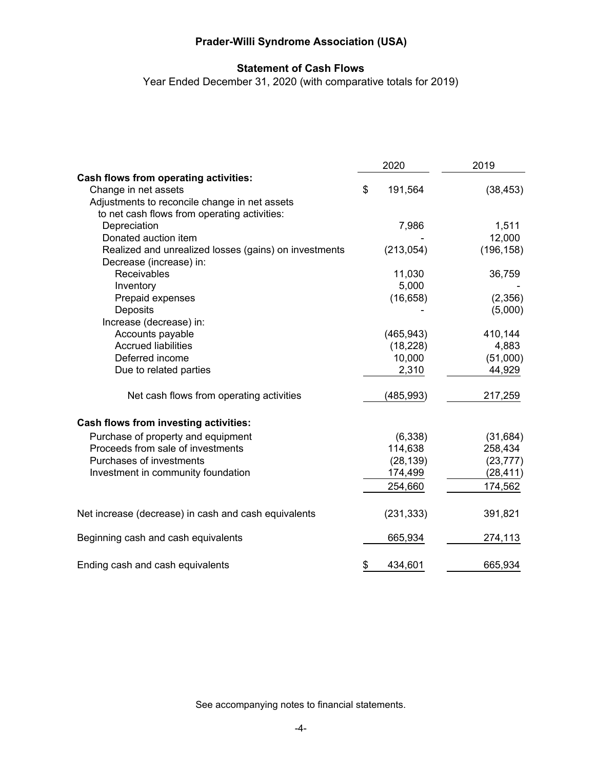# Prader-Willi Syndrome Association (USA)

## Statement of Cash Flows

Year Ended December 31, 2020 (with comparative totals for 2019)

| | 2020 | 2019 |
|---|---|---|
| **Cash flows from operating activities:** | | |
| Change in net assets | $ 191,564 | (38,453) |
| Adjustments to reconcile change in net assets to net cash flows from operating activities: | | |
| Depreciation | 7,986 | 1,511 |
| Donated auction item | - | 12,000 |
| Realized and unrealized losses (gains) on investments | (213,054) | (196,158) |
| Decrease (increase) in: | | |
| Receivables | 11,030 | 36,759 |
| Inventory | 5,000 | - |
| Prepaid expenses | (16,658) | (2,356) |
| Deposits | - | (5,000) |
| Increase (decrease) in: | | |
| Accounts payable | (465,943) | 410,144 |
| Accrued liabilities | (18,228) | 4,883 |
| Deferred income | 10,000 | (51,000) |
| Due to related parties | 2,310 | 44,929 |
| Net cash flows from operating activities | (485,993) | 217,259 |
| **Cash flows from investing activities:** | | |
| Purchase of property and equipment | (6,338) | (31,684) |
| Proceeds from sale of investments | 114,638 | 258,434 |
| Purchases of investments | (28,139) | (23,777) |
| Investment in community foundation | 174,499 | (28,411) |
| | 254,660 | 174,562 |
| Net increase (decrease) in cash and cash equivalents | (231,333) | 391,821 |
| Beginning cash and cash equivalents | 665,934 | 274,113 |
| Ending cash and cash equivalents | $ 434,601 | 665,934 |

See accompanying notes to financial statements.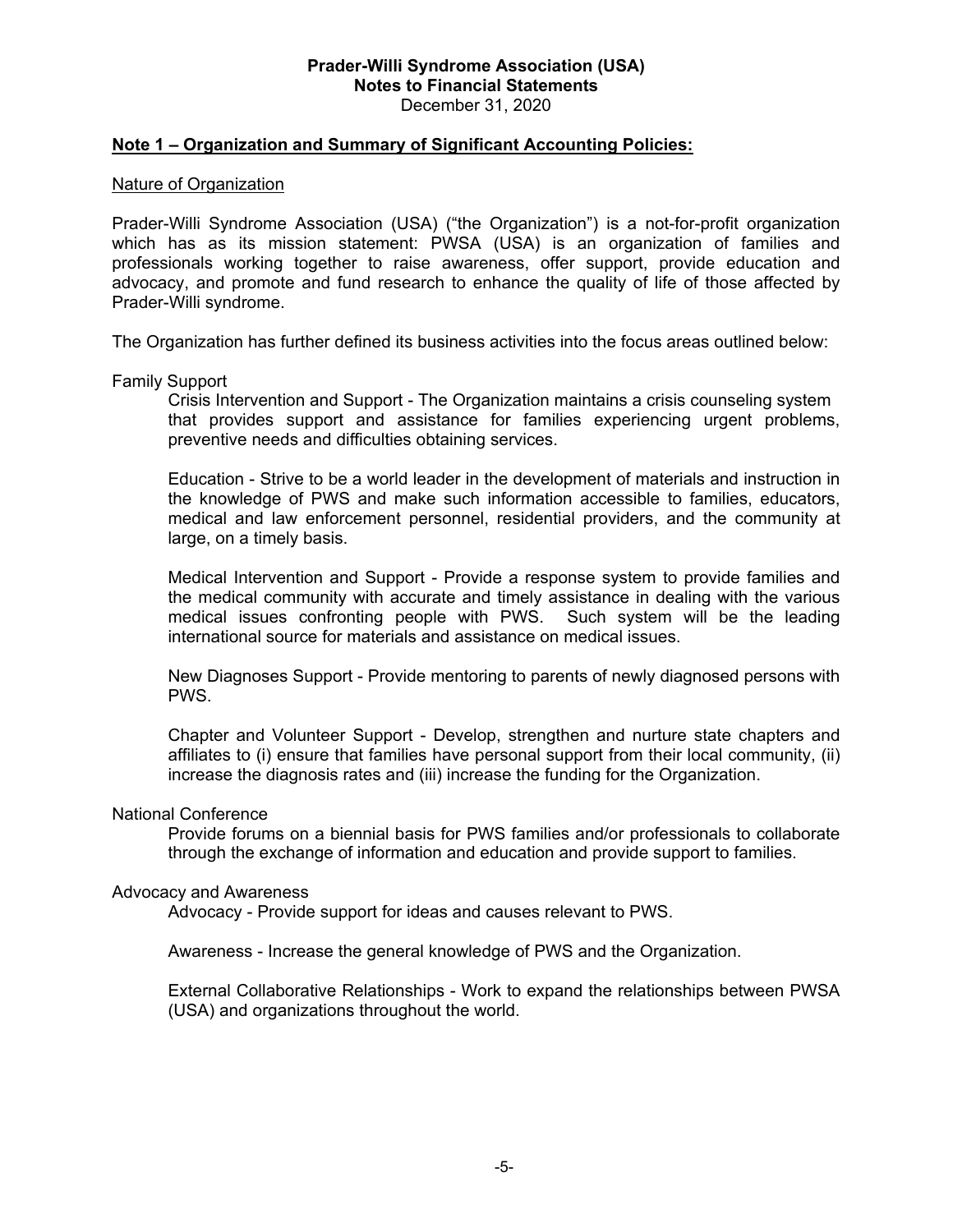**Prader-Willi Syndrome Association (USA)**
**Notes to Financial Statements**
December 31, 2020

## Note 1 – Organization and Summary of Significant Accounting Policies:

### Nature of Organization

Prader-Willi Syndrome Association (USA) ("the Organization") is a not-for-profit organization which has as its mission statement: PWSA (USA) is an organization of families and professionals working together to raise awareness, offer support, provide education and advocacy, and promote and fund research to enhance the quality of life of those affected by Prader-Willi syndrome.

The Organization has further defined its business activities into the focus areas outlined below:

Family Support

> Crisis Intervention and Support - The Organization maintains a crisis counseling system that provides support and assistance for families experiencing urgent problems, preventive needs and difficulties obtaining services.
>
> Education - Strive to be a world leader in the development of materials and instruction in the knowledge of PWS and make such information accessible to families, educators, medical and law enforcement personnel, residential providers, and the community at large, on a timely basis.
>
> Medical Intervention and Support - Provide a response system to provide families and the medical community with accurate and timely assistance in dealing with the various medical issues confronting people with PWS. Such system will be the leading international source for materials and assistance on medical issues.
>
> New Diagnoses Support - Provide mentoring to parents of newly diagnosed persons with PWS.
>
> Chapter and Volunteer Support - Develop, strengthen and nurture state chapters and affiliates to (i) ensure that families have personal support from their local community, (ii) increase the diagnosis rates and (iii) increase the funding for the Organization.

National Conference

> Provide forums on a biennial basis for PWS families and/or professionals to collaborate through the exchange of information and education and provide support to families.

Advocacy and Awareness

> Advocacy - Provide support for ideas and causes relevant to PWS.
>
> Awareness - Increase the general knowledge of PWS and the Organization.
>
> External Collaborative Relationships - Work to expand the relationships between PWSA (USA) and organizations throughout the world.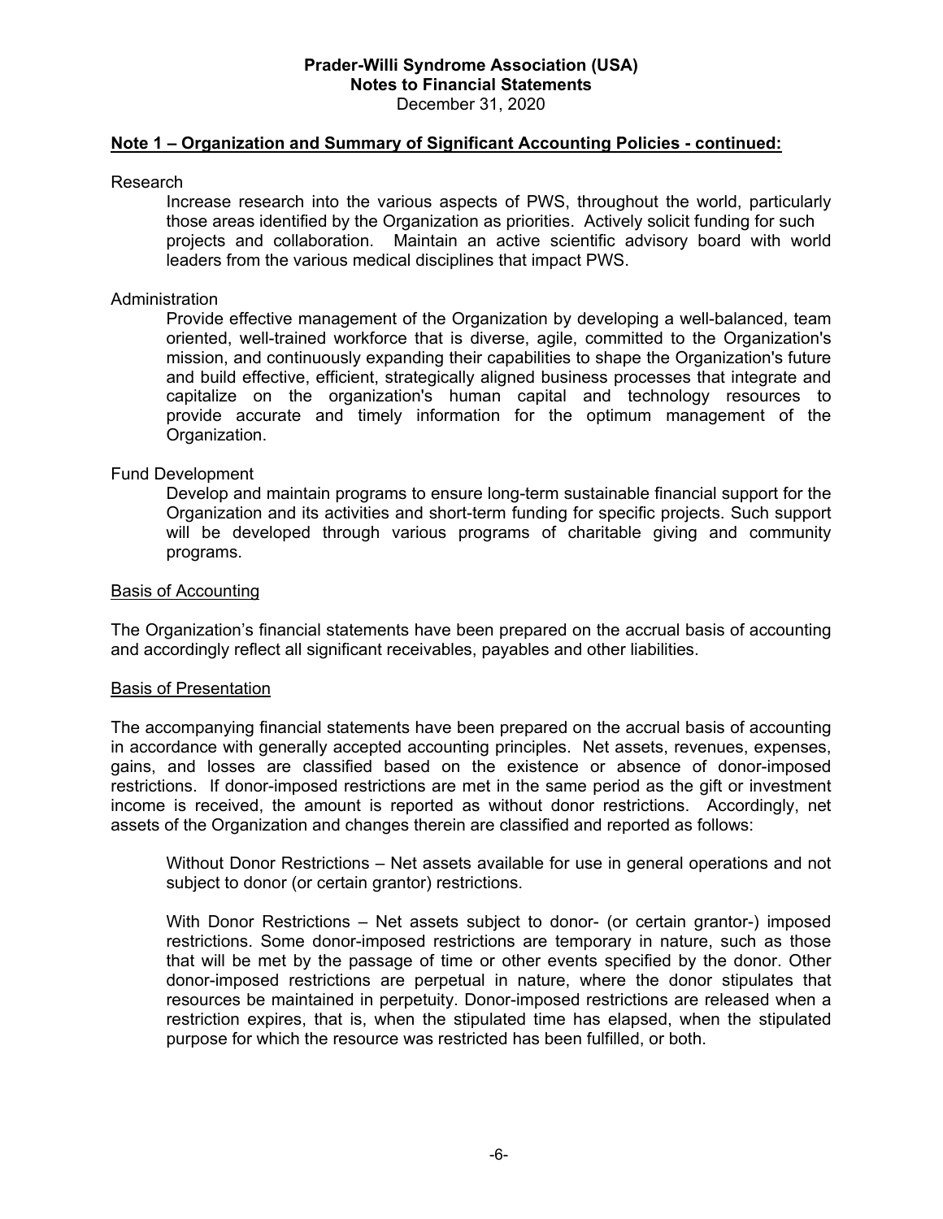**Note 1 – Organization and Summary of Significant Accounting Policies - continued:**

Research

Increase research into the various aspects of PWS, throughout the world, particularly those areas identified by the Organization as priorities. Actively solicit funding for such projects and collaboration. Maintain an active scientific advisory board with world leaders from the various medical disciplines that impact PWS.

Administration

Provide effective management of the Organization by developing a well-balanced, team oriented, well-trained workforce that is diverse, agile, committed to the Organization's mission, and continuously expanding their capabilities to shape the Organization's future and build effective, efficient, strategically aligned business processes that integrate and capitalize on the organization's human capital and technology resources to provide accurate and timely information for the optimum management of the Organization.

Fund Development

Develop and maintain programs to ensure long-term sustainable financial support for the Organization and its activities and short-term funding for specific projects. Such support will be developed through various programs of charitable giving and community programs.

Basis of Accounting

The Organization's financial statements have been prepared on the accrual basis of accounting and accordingly reflect all significant receivables, payables and other liabilities.

Basis of Presentation

The accompanying financial statements have been prepared on the accrual basis of accounting in accordance with generally accepted accounting principles. Net assets, revenues, expenses, gains, and losses are classified based on the existence or absence of donor-imposed restrictions. If donor-imposed restrictions are met in the same period as the gift or investment income is received, the amount is reported as without donor restrictions. Accordingly, net assets of the Organization and changes therein are classified and reported as follows:

Without Donor Restrictions – Net assets available for use in general operations and not subject to donor (or certain grantor) restrictions.

With Donor Restrictions – Net assets subject to donor- (or certain grantor-) imposed restrictions. Some donor-imposed restrictions are temporary in nature, such as those that will be met by the passage of time or other events specified by the donor. Other donor-imposed restrictions are perpetual in nature, where the donor stipulates that resources be maintained in perpetuity. Donor-imposed restrictions are released when a restriction expires, that is, when the stipulated time has elapsed, when the stipulated purpose for which the resource was restricted has been fulfilled, or both.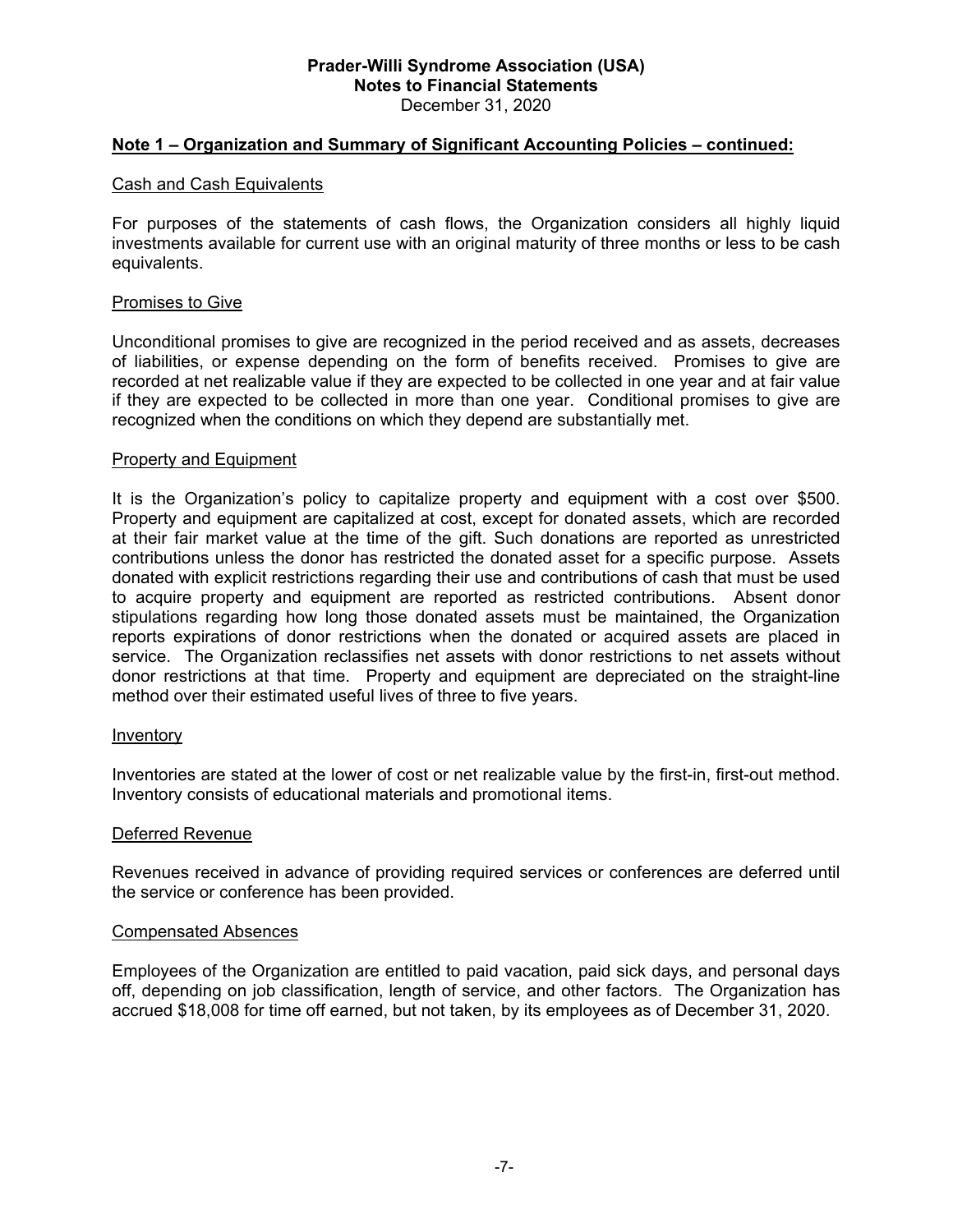# Prader-Willi Syndrome Association (USA)
## Notes to Financial Statements
December 31, 2020

**Note 1 – Organization and Summary of Significant Accounting Policies – continued:**

Cash and Cash Equivalents

For purposes of the statements of cash flows, the Organization considers all highly liquid investments available for current use with an original maturity of three months or less to be cash equivalents.

Promises to Give

Unconditional promises to give are recognized in the period received and as assets, decreases of liabilities, or expense depending on the form of benefits received. Promises to give are recorded at net realizable value if they are expected to be collected in one year and at fair value if they are expected to be collected in more than one year. Conditional promises to give are recognized when the conditions on which they depend are substantially met.

Property and Equipment

It is the Organization's policy to capitalize property and equipment with a cost over $500. Property and equipment are capitalized at cost, except for donated assets, which are recorded at their fair market value at the time of the gift. Such donations are reported as unrestricted contributions unless the donor has restricted the donated asset for a specific purpose. Assets donated with explicit restrictions regarding their use and contributions of cash that must be used to acquire property and equipment are reported as restricted contributions. Absent donor stipulations regarding how long those donated assets must be maintained, the Organization reports expirations of donor restrictions when the donated or acquired assets are placed in service. The Organization reclassifies net assets with donor restrictions to net assets without donor restrictions at that time. Property and equipment are depreciated on the straight-line method over their estimated useful lives of three to five years.

Inventory

Inventories are stated at the lower of cost or net realizable value by the first-in, first-out method. Inventory consists of educational materials and promotional items.

Deferred Revenue

Revenues received in advance of providing required services or conferences are deferred until the service or conference has been provided.

Compensated Absences

Employees of the Organization are entitled to paid vacation, paid sick days, and personal days off, depending on job classification, length of service, and other factors. The Organization has accrued $18,008 for time off earned, but not taken, by its employees as of December 31, 2020.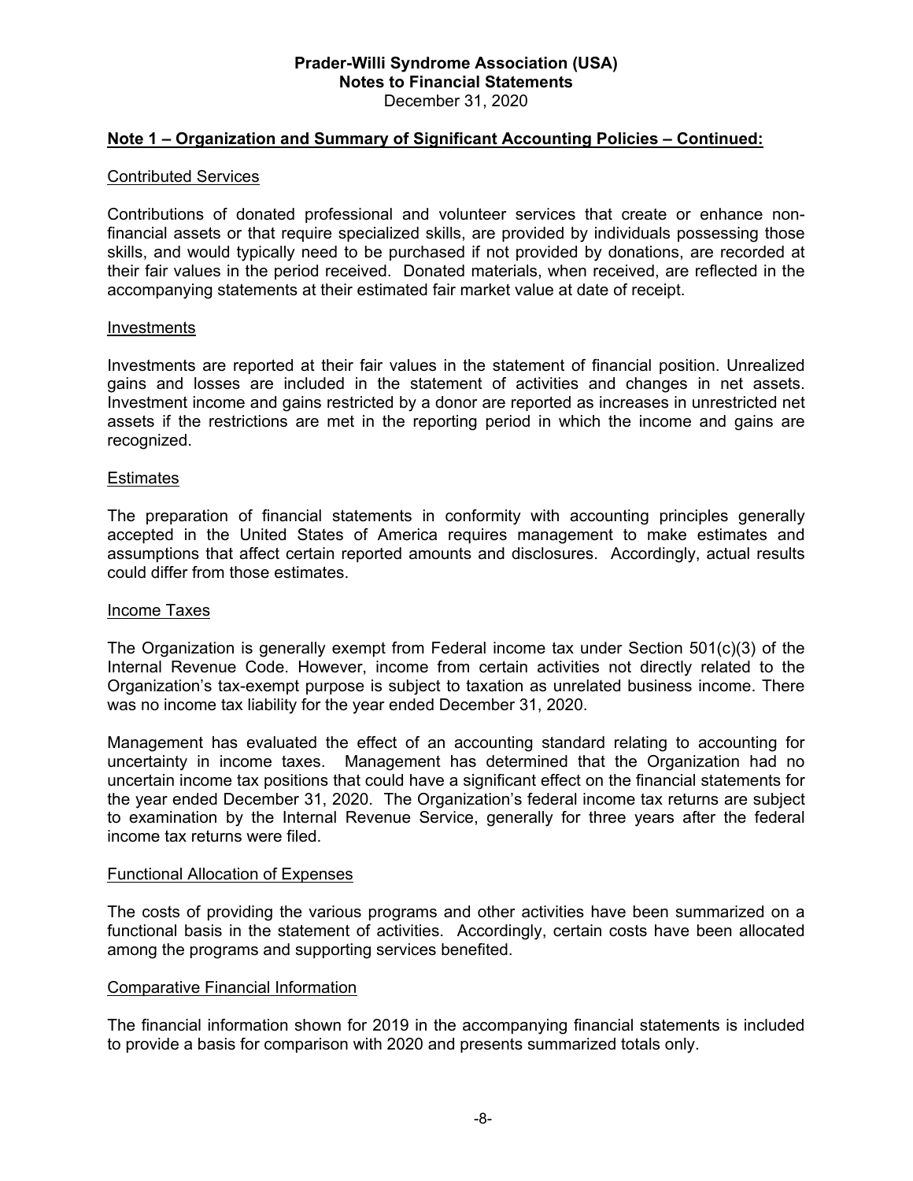## Note 1 – Organization and Summary of Significant Accounting Policies – Continued:

### Contributed Services

Contributions of donated professional and volunteer services that create or enhance non-financial assets or that require specialized skills, are provided by individuals possessing those skills, and would typically need to be purchased if not provided by donations, are recorded at their fair values in the period received. Donated materials, when received, are reflected in the accompanying statements at their estimated fair market value at date of receipt.

### Investments

Investments are reported at their fair values in the statement of financial position. Unrealized gains and losses are included in the statement of activities and changes in net assets. Investment income and gains restricted by a donor are reported as increases in unrestricted net assets if the restrictions are met in the reporting period in which the income and gains are recognized.

### Estimates

The preparation of financial statements in conformity with accounting principles generally accepted in the United States of America requires management to make estimates and assumptions that affect certain reported amounts and disclosures. Accordingly, actual results could differ from those estimates.

### Income Taxes

The Organization is generally exempt from Federal income tax under Section 501(c)(3) of the Internal Revenue Code. However, income from certain activities not directly related to the Organization's tax-exempt purpose is subject to taxation as unrelated business income. There was no income tax liability for the year ended December 31, 2020.

Management has evaluated the effect of an accounting standard relating to accounting for uncertainty in income taxes. Management has determined that the Organization had no uncertain income tax positions that could have a significant effect on the financial statements for the year ended December 31, 2020. The Organization's federal income tax returns are subject to examination by the Internal Revenue Service, generally for three years after the federal income tax returns were filed.

### Functional Allocation of Expenses

The costs of providing the various programs and other activities have been summarized on a functional basis in the statement of activities. Accordingly, certain costs have been allocated among the programs and supporting services benefited.

### Comparative Financial Information

The financial information shown for 2019 in the accompanying financial statements is included to provide a basis for comparison with 2020 and presents summarized totals only.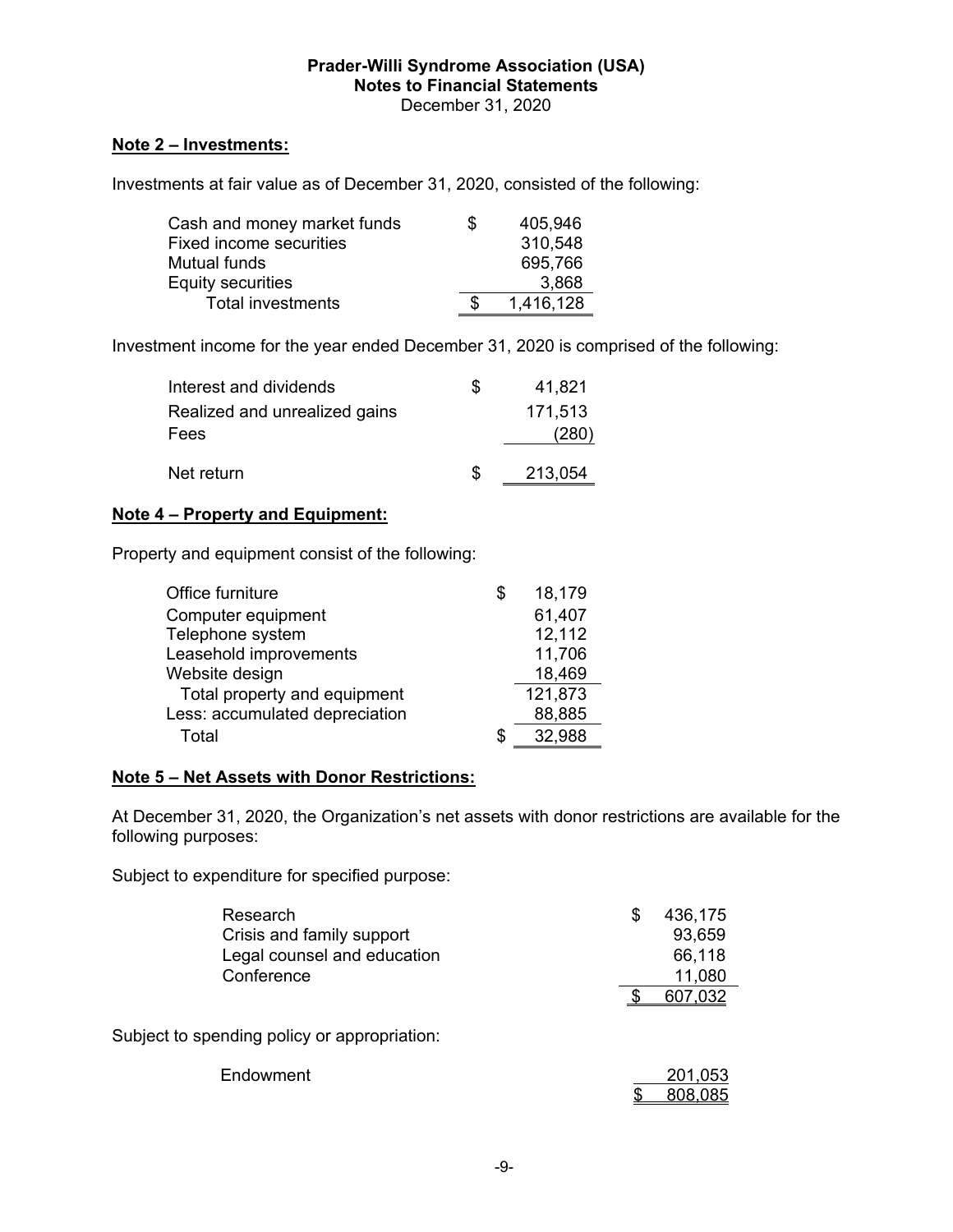**Prader-Willi Syndrome Association (USA)**
**Notes to Financial Statements**
December 31, 2020

## Note 2 – Investments:

Investments at fair value as of December 31, 2020, consisted of the following:

| | |
|---|---|
| Cash and money market funds | $ 405,946 |
| Fixed income securities | 310,548 |
| Mutual funds | 695,766 |
| Equity securities | 3,868 |
| Total investments | $ 1,416,128 |

Investment income for the year ended December 31, 2020 is comprised of the following:

| | |
|---|---|
| Interest and dividends | $ 41,821 |
| Realized and unrealized gains | 171,513 |
| Fees | (280) |
| Net return | $ 213,054 |

## Note 4 – Property and Equipment:

Property and equipment consist of the following:

| | |
|---|---|
| Office furniture | $ 18,179 |
| Computer equipment | 61,407 |
| Telephone system | 12,112 |
| Leasehold improvements | 11,706 |
| Website design | 18,469 |
| Total property and equipment | 121,873 |
| Less: accumulated depreciation | 88,885 |
| Total | $ 32,988 |

## Note 5 – Net Assets with Donor Restrictions:

At December 31, 2020, the Organization's net assets with donor restrictions are available for the following purposes:

Subject to expenditure for specified purpose:

| | |
|---|---|
| Research | $ 436,175 |
| Crisis and family support | 93,659 |
| Legal counsel and education | 66,118 |
| Conference | 11,080 |
| | $ 607,032 |

Subject to spending policy or appropriation:

| | |
|---|---|
| Endowment | 201,053 |
| | $ 808,085 |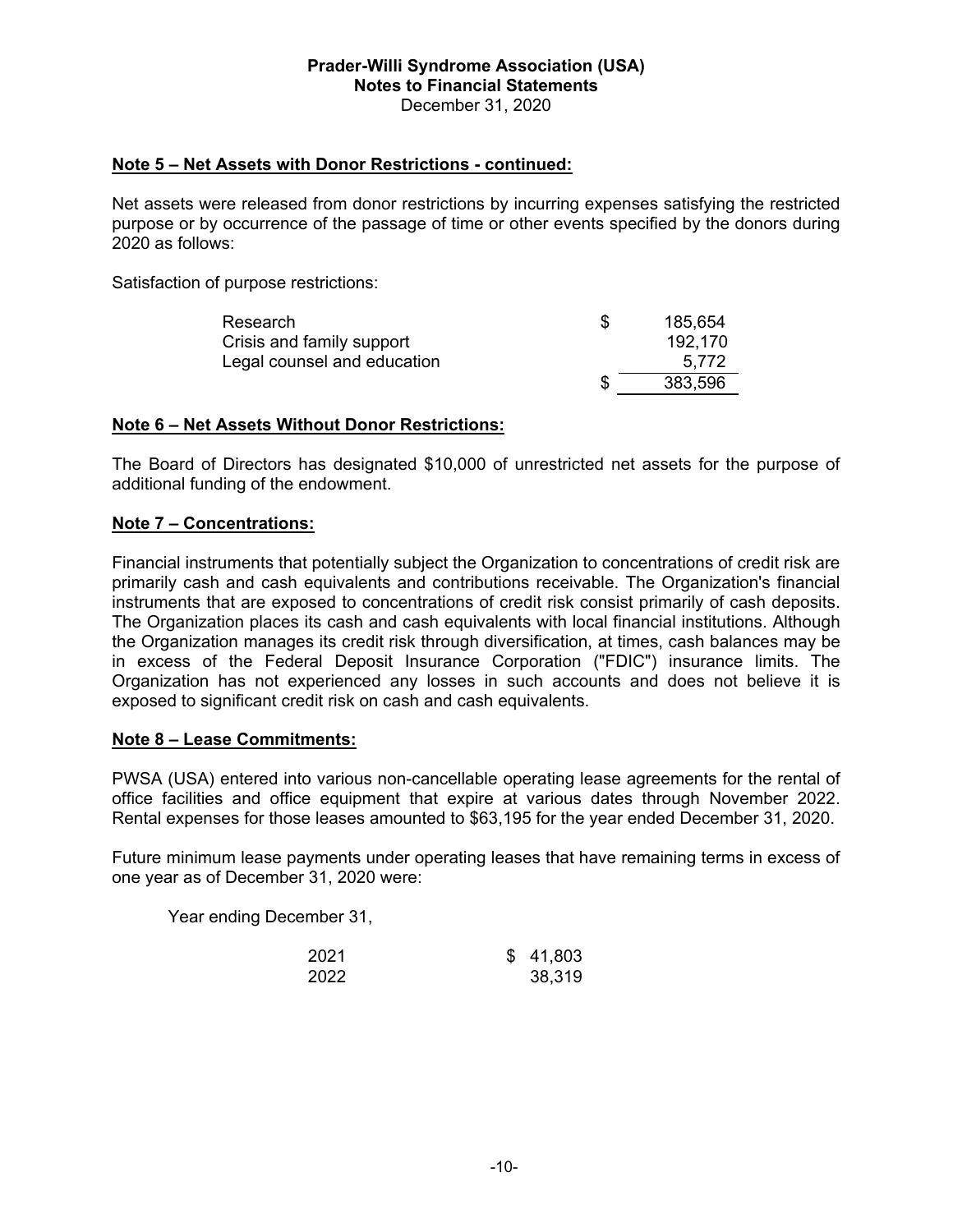**Prader-Willi Syndrome Association (USA)**
**Notes to Financial Statements**
December 31, 2020

## Note 5 – Net Assets with Donor Restrictions - continued:

Net assets were released from donor restrictions by incurring expenses satisfying the restricted purpose or by occurrence of the passage of time or other events specified by the donors during 2020 as follows:

Satisfaction of purpose restrictions:

| | | |
|---|---|---|
| Research | $ | 185,654 |
| Crisis and family support | | 192,170 |
| Legal counsel and education | | 5,772 |
| | $ | 383,596 |

## Note 6 – Net Assets Without Donor Restrictions:

The Board of Directors has designated $10,000 of unrestricted net assets for the purpose of additional funding of the endowment.

## Note 7 – Concentrations:

Financial instruments that potentially subject the Organization to concentrations of credit risk are primarily cash and cash equivalents and contributions receivable. The Organization's financial instruments that are exposed to concentrations of credit risk consist primarily of cash deposits. The Organization places its cash and cash equivalents with local financial institutions. Although the Organization manages its credit risk through diversification, at times, cash balances may be in excess of the Federal Deposit Insurance Corporation ("FDIC") insurance limits. The Organization has not experienced any losses in such accounts and does not believe it is exposed to significant credit risk on cash and cash equivalents.

## Note 8 – Lease Commitments:

PWSA (USA) entered into various non-cancellable operating lease agreements for the rental of office facilities and office equipment that expire at various dates through November 2022. Rental expenses for those leases amounted to $63,195 for the year ended December 31, 2020.

Future minimum lease payments under operating leases that have remaining terms in excess of one year as of December 31, 2020 were:

Year ending December 31,

| | |
|---|---|
| 2021 | $ 41,803 |
| 2022 | 38,319 |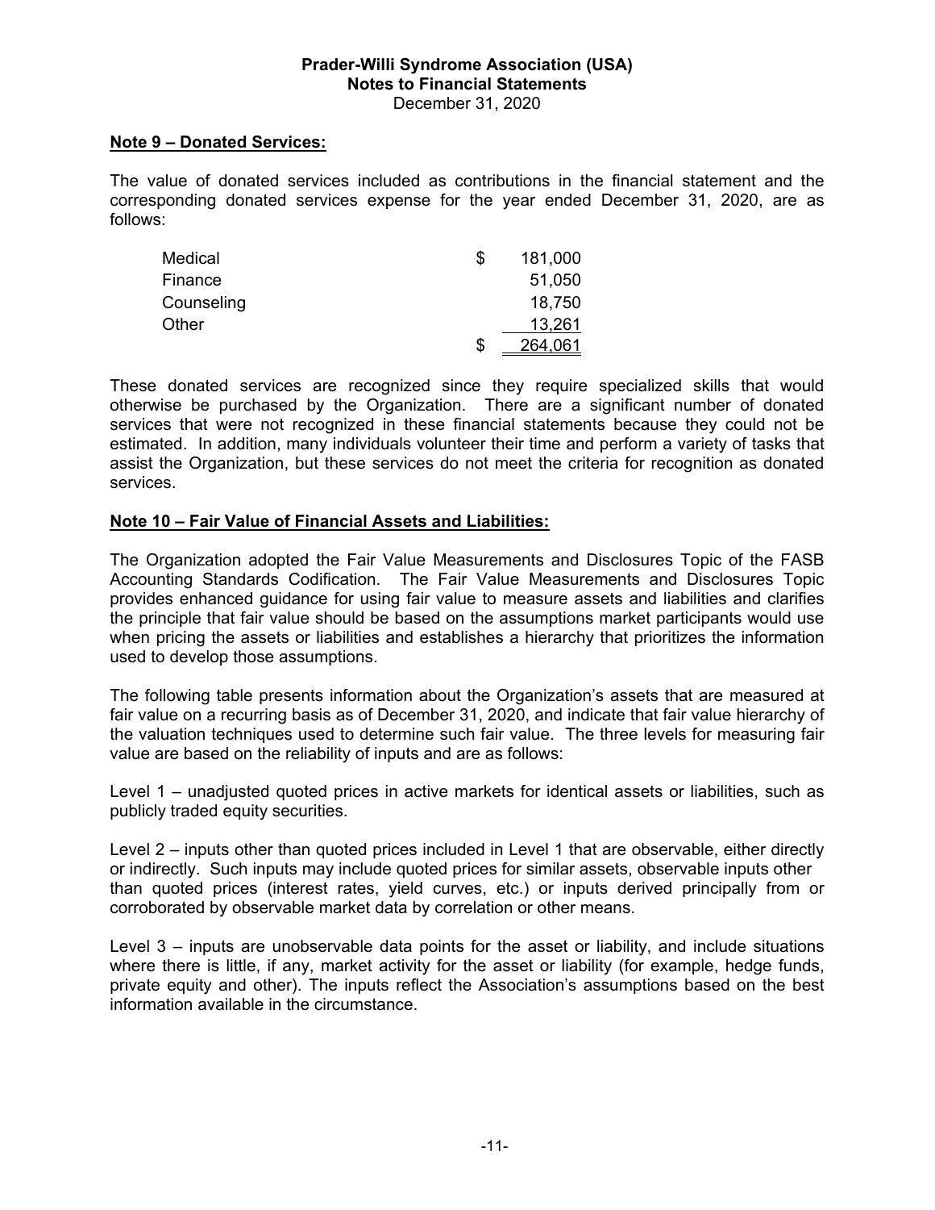**Note 9 – Donated Services:**

The value of donated services included as contributions in the financial statement and the corresponding donated services expense for the year ended December 31, 2020, are as follows:

| | | |
|---|---|---|
| Medical | $ | 181,000 |
| Finance | | 51,050 |
| Counseling | | 18,750 |
| Other | | 13,261 |
| | $ | 264,061 |

These donated services are recognized since they require specialized skills that would otherwise be purchased by the Organization. There are a significant number of donated services that were not recognized in these financial statements because they could not be estimated. In addition, many individuals volunteer their time and perform a variety of tasks that assist the Organization, but these services do not meet the criteria for recognition as donated services.

**Note 10 – Fair Value of Financial Assets and Liabilities:**

The Organization adopted the Fair Value Measurements and Disclosures Topic of the FASB Accounting Standards Codification. The Fair Value Measurements and Disclosures Topic provides enhanced guidance for using fair value to measure assets and liabilities and clarifies the principle that fair value should be based on the assumptions market participants would use when pricing the assets or liabilities and establishes a hierarchy that prioritizes the information used to develop those assumptions.

The following table presents information about the Organization's assets that are measured at fair value on a recurring basis as of December 31, 2020, and indicate that fair value hierarchy of the valuation techniques used to determine such fair value. The three levels for measuring fair value are based on the reliability of inputs and are as follows:

Level 1 – unadjusted quoted prices in active markets for identical assets or liabilities, such as publicly traded equity securities.

Level 2 – inputs other than quoted prices included in Level 1 that are observable, either directly or indirectly. Such inputs may include quoted prices for similar assets, observable inputs other than quoted prices (interest rates, yield curves, etc.) or inputs derived principally from or corroborated by observable market data by correlation or other means.

Level 3 – inputs are unobservable data points for the asset or liability, and include situations where there is little, if any, market activity for the asset or liability (for example, hedge funds, private equity and other). The inputs reflect the Association's assumptions based on the best information available in the circumstance.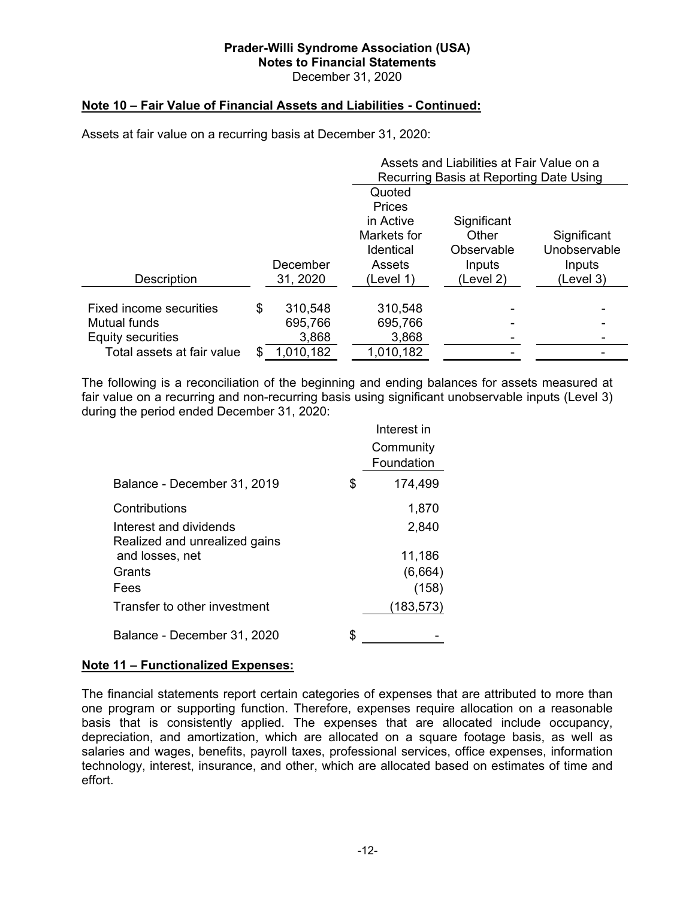**Prader-Willi Syndrome Association (USA)**
**Notes to Financial Statements**
December 31, 2020

## Note 10 – Fair Value of Financial Assets and Liabilities - Continued:

Assets at fair value on a recurring basis at December 31, 2020:

| | | Assets and Liabilities at Fair Value on a Recurring Basis at Reporting Date Using | | |
|---|---|---|---|---|
| Description | December 31, 2020 | Quoted Prices in Active Markets for Identical Assets (Level 1) | Significant Other Observable Inputs (Level 2) | Significant Unobservable Inputs (Level 3) |
| Fixed income securities | $ 310,548 | 310,548 | - | - |
| Mutual funds | 695,766 | 695,766 | - | - |
| Equity securities | 3,868 | 3,868 | - | - |
| Total assets at fair value | $ 1,010,182 | 1,010,182 | - | - |

The following is a reconciliation of the beginning and ending balances for assets measured at fair value on a recurring and non-recurring basis using significant unobservable inputs (Level 3) during the period ended December 31, 2020:

| | Interest in Community Foundation |
|---|---|
| Balance - December 31, 2019 | $ 174,499 |
| Contributions | 1,870 |
| Interest and dividends | 2,840 |
| Realized and unrealized gains and losses, net | 11,186 |
| Grants | (6,664) |
| Fees | (158) |
| Transfer to other investment | (183,573) |
| Balance - December 31, 2020 | $ - |

## Note 11 – Functionalized Expenses:

The financial statements report certain categories of expenses that are attributed to more than one program or supporting function. Therefore, expenses require allocation on a reasonable basis that is consistently applied. The expenses that are allocated include occupancy, depreciation, and amortization, which are allocated on a square footage basis, as well as salaries and wages, benefits, payroll taxes, professional services, office expenses, information technology, interest, insurance, and other, which are allocated based on estimates of time and effort.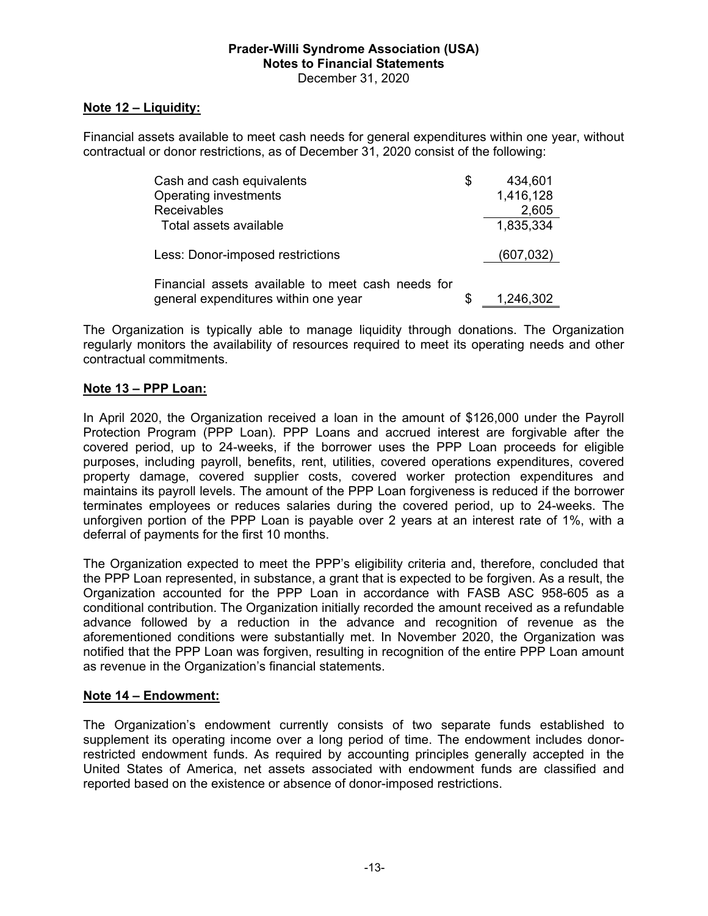**Prader-Willi Syndrome Association (USA)**
**Notes to Financial Statements**
December 31, 2020

## Note 12 – Liquidity:

Financial assets available to meet cash needs for general expenditures within one year, without contractual or donor restrictions, as of December 31, 2020 consist of the following:

| | | |
|---|---|---|
| Cash and cash equivalents | $ | 434,601 |
| Operating investments | | 1,416,128 |
| Receivables | | 2,605 |
| Total assets available | | 1,835,334 |
| Less: Donor-imposed restrictions | | (607,032) |
| Financial assets available to meet cash needs for general expenditures within one year | $ | 1,246,302 |

The Organization is typically able to manage liquidity through donations. The Organization regularly monitors the availability of resources required to meet its operating needs and other contractual commitments.

## Note 13 – PPP Loan:

In April 2020, the Organization received a loan in the amount of $126,000 under the Payroll Protection Program (PPP Loan). PPP Loans and accrued interest are forgivable after the covered period, up to 24-weeks, if the borrower uses the PPP Loan proceeds for eligible purposes, including payroll, benefits, rent, utilities, covered operations expenditures, covered property damage, covered supplier costs, covered worker protection expenditures and maintains its payroll levels. The amount of the PPP Loan forgiveness is reduced if the borrower terminates employees or reduces salaries during the covered period, up to 24-weeks. The unforgiven portion of the PPP Loan is payable over 2 years at an interest rate of 1%, with a deferral of payments for the first 10 months.

The Organization expected to meet the PPP's eligibility criteria and, therefore, concluded that the PPP Loan represented, in substance, a grant that is expected to be forgiven. As a result, the Organization accounted for the PPP Loan in accordance with FASB ASC 958-605 as a conditional contribution. The Organization initially recorded the amount received as a refundable advance followed by a reduction in the advance and recognition of revenue as the aforementioned conditions were substantially met. In November 2020, the Organization was notified that the PPP Loan was forgiven, resulting in recognition of the entire PPP Loan amount as revenue in the Organization's financial statements.

## Note 14 – Endowment:

The Organization's endowment currently consists of two separate funds established to supplement its operating income over a long period of time. The endowment includes donor-restricted endowment funds. As required by accounting principles generally accepted in the United States of America, net assets associated with endowment funds are classified and reported based on the existence or absence of donor-imposed restrictions.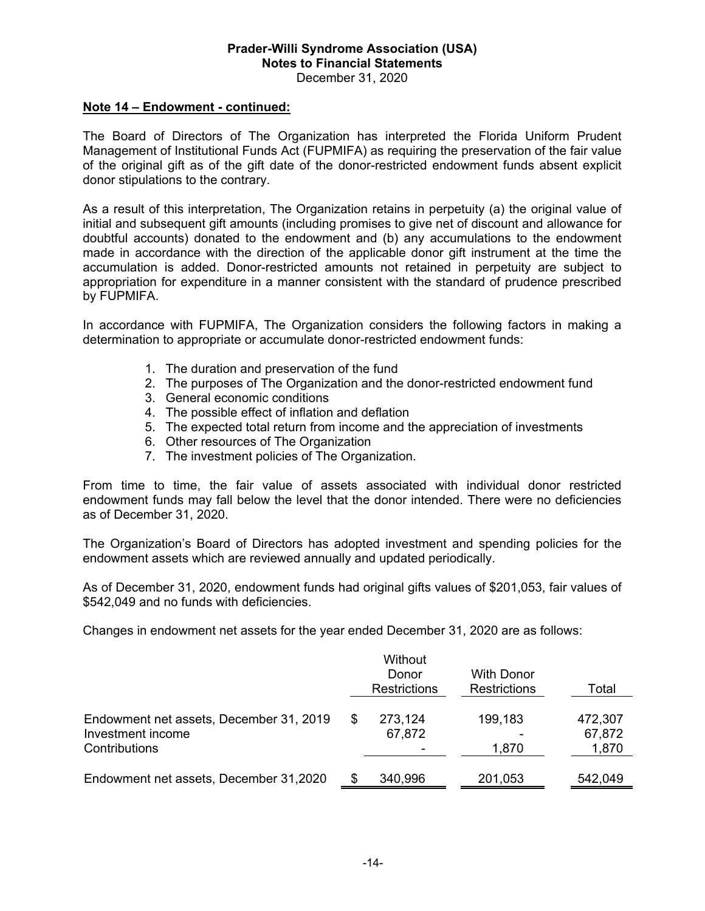**Note 14 – Endowment - continued:**

The Board of Directors of The Organization has interpreted the Florida Uniform Prudent Management of Institutional Funds Act (FUPMIFA) as requiring the preservation of the fair value of the original gift as of the gift date of the donor-restricted endowment funds absent explicit donor stipulations to the contrary.

As a result of this interpretation, The Organization retains in perpetuity (a) the original value of initial and subsequent gift amounts (including promises to give net of discount and allowance for doubtful accounts) donated to the endowment and (b) any accumulations to the endowment made in accordance with the direction of the applicable donor gift instrument at the time the accumulation is added. Donor-restricted amounts not retained in perpetuity are subject to appropriation for expenditure in a manner consistent with the standard of prudence prescribed by FUPMIFA.

In accordance with FUPMIFA, The Organization considers the following factors in making a determination to appropriate or accumulate donor-restricted endowment funds:

1. The duration and preservation of the fund
2. The purposes of The Organization and the donor-restricted endowment fund
3. General economic conditions
4. The possible effect of inflation and deflation
5. The expected total return from income and the appreciation of investments
6. Other resources of The Organization
7. The investment policies of The Organization.

From time to time, the fair value of assets associated with individual donor restricted endowment funds may fall below the level that the donor intended. There were no deficiencies as of December 31, 2020.

The Organization's Board of Directors has adopted investment and spending policies for the endowment assets which are reviewed annually and updated periodically.

As of December 31, 2020, endowment funds had original gifts values of $201,053, fair values of $542,049 and no funds with deficiencies.

Changes in endowment net assets for the year ended December 31, 2020 are as follows:

| | Without Donor Restrictions | With Donor Restrictions | Total |
|---|---|---|---|
| Endowment net assets, December 31, 2019 | $ 273,124 | 199,183 | 472,307 |
| Investment income | 67,872 | - | 67,872 |
| Contributions | - | 1,870 | 1,870 |
| Endowment net assets, December 31,2020 | $ 340,996 | 201,053 | 542,049 |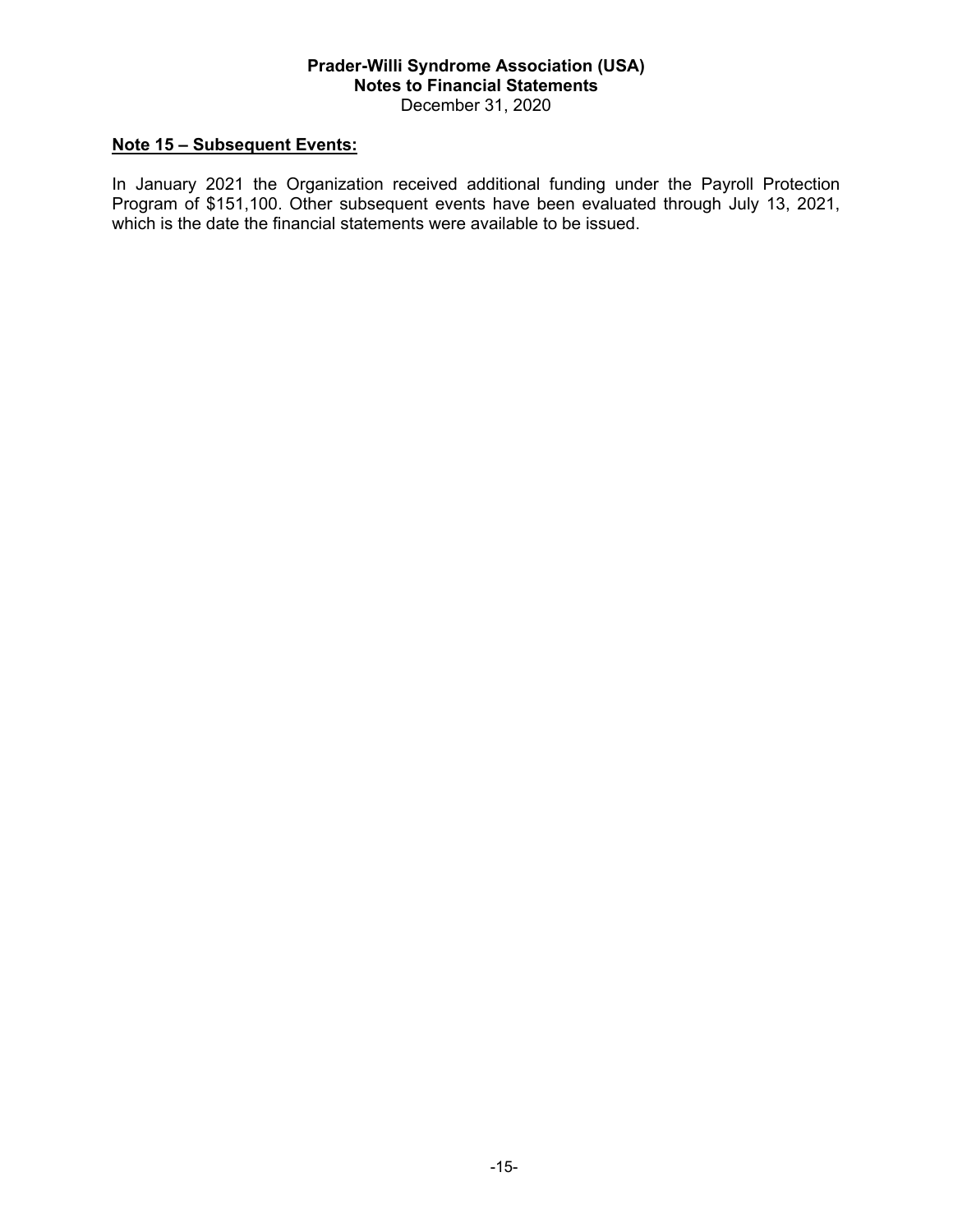## Note 15 – Subsequent Events:

In January 2021 the Organization received additional funding under the Payroll Protection Program of $151,100. Other subsequent events have been evaluated through July 13, 2021, which is the date the financial statements were available to be issued.